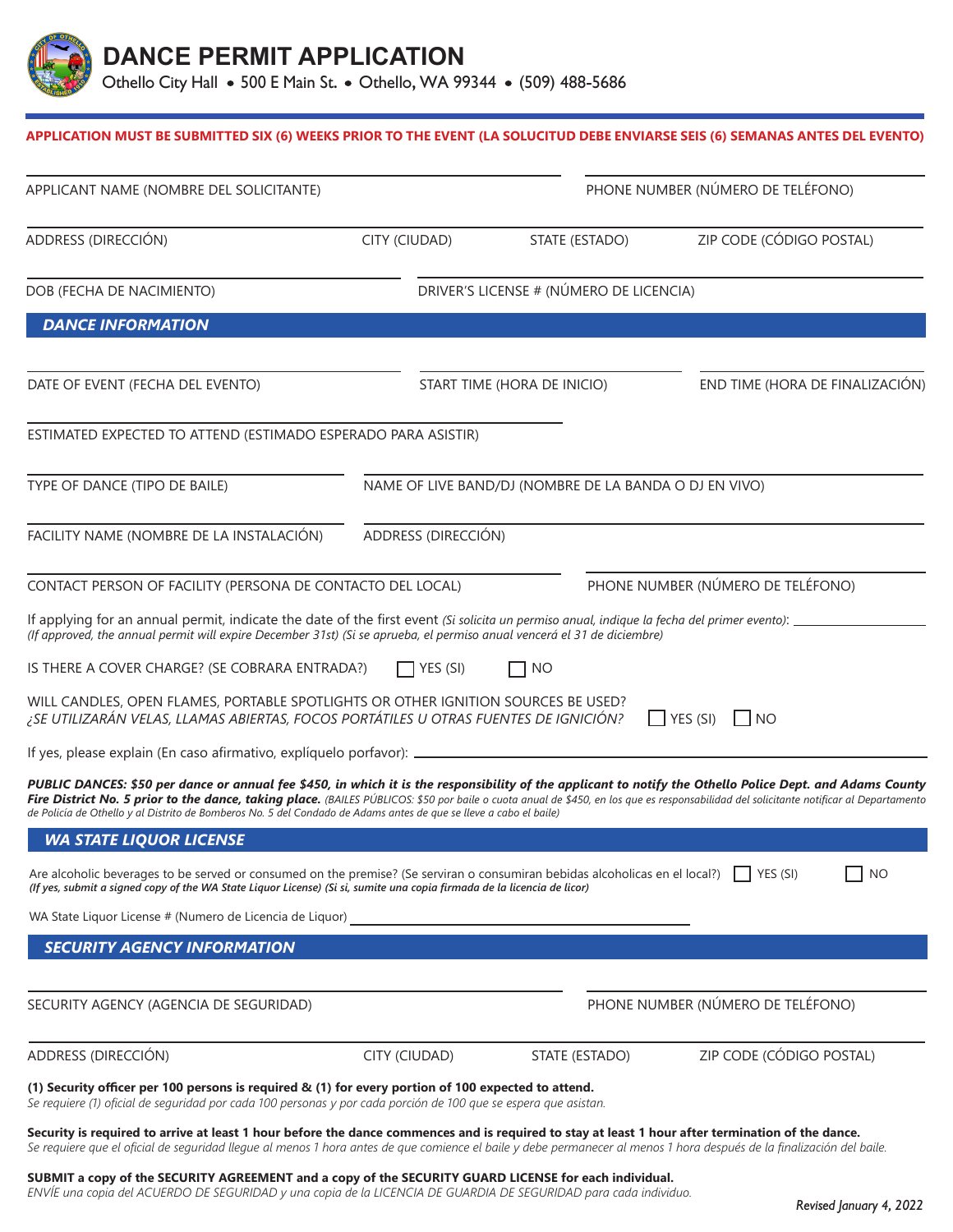# DANCE PERMIT APPLICATION

Othello City Hall • 500 E Main St. • Othello, WA 99344 • (509) 488-5686

**APPLICATION MUST BE SUBMITTED SIX (6) WEEKS PRIOR TO THE EVENT (LA SOLUCITUD DEBE ENVIARSE SEIS (6) SEMANAS ANTES DEL EVENTO)**

APPLICANT NAME (NOMBRE DEL SOLICITANTE) ____________________ PHONE NUMBER (NÚMERO DE TELÉFONO) ____________________

ADDRESS (DIRECCIÓN) ____________________ CITY (CIUDAD) ____________________ STATE (ESTADO) ____________________ ZIP CODE (CÓDIGO POSTAL) ____________________

DOB (FECHA DE NACIMIENTO) ____________________ DRIVER'S LICENSE # (NÚMERO DE LICENCIA) ____________________

## DANCE INFORMATION

DATE OF EVENT (FECHA DEL EVENTO) ____________________ START TIME (HORA DE INICIO) ____________________ END TIME (HORA DE FINALIZACIÓN) ____________________

ESTIMATED EXPECTED TO ATTEND (ESTIMADO ESPERADO PARA ASISTIR) ____________________

TYPE OF DANCE (TIPO DE BAILE) ____________________ NAME OF LIVE BAND/DJ (NOMBRE DE LA BANDA O DJ EN VIVO) ____________________

FACILITY NAME (NOMBRE DE LA INSTALACIÓN) ____________________ ADDRESS (DIRECCIÓN) ____________________

CONTACT PERSON OF FACILITY (PERSONA DE CONTACTO DEL LOCAL) ____________________ PHONE NUMBER (NÚMERO DE TELÉFONO) ____________________

If applying for an annual permit, indicate the date of the first event *(Si solicita un permiso anual, indique la fecha del primer evento)*: ____________________
*(If approved, the annual permit will expire December 31st) (Si se aprueba, el permiso anual vencerá el 31 de diciembre)*

IS THERE A COVER CHARGE? (SE COBRARA ENTRADA?) ☐ YES (SI) ☐ NO

WILL CANDLES, OPEN FLAMES, PORTABLE SPOTLIGHTS OR OTHER IGNITION SOURCES BE USED?
*¿SE UTILIZARÁN VELAS, LLAMAS ABIERTAS, FOCOS PORTÁTILES U OTRAS FUENTES DE IGNICIÓN?* ☐ YES (SI) ☐ NO

If yes, please explain (En caso afirmativo, explíquelo porfavor): ____________________

***PUBLIC DANCES: $50 per dance or annual fee $450, in which it is the responsibility of the applicant to notify the Othello Police Dept. and Adams County Fire District No. 5 prior to the dance, taking place.*** *(BAILES PÚBLICOS: $50 por baile o cuota anual de $450, en los que es responsabilidad del solicitante notificar al Departamento de Policía de Othello y al Distrito de Bomberos No. 5 del Condado de Adams antes de que se lleve a cabo el baile)*

## WA STATE LIQUOR LICENSE

Are alcoholic beverages to be served or consumed on the premise? (Se serviran o consumiran bebidas alcoholicas en el local?) ☐ YES (SI) ☐ NO
***(If yes, submit a signed copy of the WA State Liquor License) (Si si, sumite una copia firmada de la licencia de licor)***

WA State Liquor License # (Numero de Licencia de Liquor) ____________________

## SECURITY AGENCY INFORMATION

SECURITY AGENCY (AGENCIA DE SEGURIDAD) ____________________ PHONE NUMBER (NÚMERO DE TELÉFONO) ____________________

ADDRESS (DIRECCIÓN) ____________________ CITY (CIUDAD) ____________________ STATE (ESTADO) ____________________ ZIP CODE (CÓDIGO POSTAL) ____________________

**(1) Security officer per 100 persons is required & (1) for every portion of 100 expected to attend.**
*Se requiere (1) oficial de seguridad por cada 100 personas y por cada porción de 100 que se espera que asistan.*

**Security is required to arrive at least 1 hour before the dance commences and is required to stay at least 1 hour after termination of the dance.**
*Se requiere que el oficial de seguridad llegue al menos 1 hora antes de que comience el baile y debe permanecer al menos 1 hora después de la finalización del baile.*

**SUBMIT a copy of the SECURITY AGREEMENT and a copy of the SECURITY GUARD LICENSE for each individual.**
*ENVÍE una copia del ACUERDO DE SEGURIDAD y una copia de la LICENCIA DE GUARDIA DE SEGURIDAD para cada individuo.*

*Revised January 4, 2022*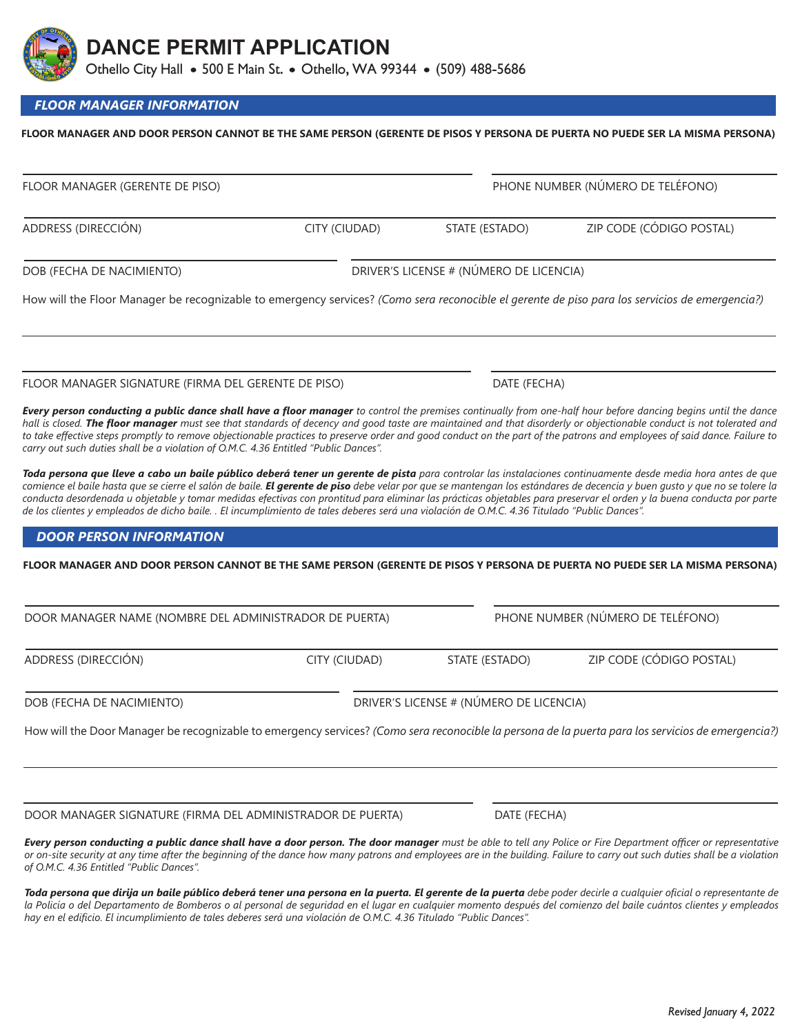# DANCE PERMIT APPLICATION

Othello City Hall • 500 E Main St. • Othello, WA 99344 • (509) 488-5686

## *FLOOR MANAGER INFORMATION*

**FLOOR MANAGER AND DOOR PERSON CANNOT BE THE SAME PERSON (GERENTE DE PISOS Y PERSONA DE PUERTA NO PUEDE SER LA MISMA PERSONA)**

FLOOR MANAGER (GERENTE DE PISO) ______________________ PHONE NUMBER (NÚMERO DE TELÉFONO) ______________________

ADDRESS (DIRECCIÓN) ______________________ CITY (CIUDAD) ______________________ STATE (ESTADO) ______________________ ZIP CODE (CÓDIGO POSTAL) ______________________

DOB (FECHA DE NACIMIENTO) ______________________ DRIVER'S LICENSE # (NÚMERO DE LICENCIA) ______________________

How will the Floor Manager be recognizable to emergency services? *(Como sera reconocible el gerente de piso para los servicios de emergencia?)*

______________________

FLOOR MANAGER SIGNATURE (FIRMA DEL GERENTE DE PISO) ______________________ DATE (FECHA) ______________________

***Every person conducting a public dance shall have a floor manager** to control the premises continually from one-half hour before dancing begins until the dance hall is closed. **The floor manager** must see that standards of decency and good taste are maintained and that disorderly or objectionable conduct is not tolerated and to take effective steps promptly to remove objectionable practices to preserve order and good conduct on the part of the patrons and employees of said dance. Failure to carry out such duties shall be a violation of O.M.C. 4.36 Entitled "Public Dances".*

***Toda persona que lleve a cabo un baile público deberá tener un gerente de pista** para controlar las instalaciones continuamente desde media hora antes de que comience el baile hasta que se cierre el salón de baile. **El gerente de piso** debe velar por que se mantengan los estándares de decencia y buen gusto y que no se tolere la conducta desordenada u objetable y tomar medidas efectivas con prontitud para eliminar las prácticas objetables para preservar el orden y la buena conducta por parte de los clientes y empleados de dicho baile. . El incumplimiento de tales deberes será una violación de O.M.C. 4.36 Titulado "Public Dances".*

## *DOOR PERSON INFORMATION*

**FLOOR MANAGER AND DOOR PERSON CANNOT BE THE SAME PERSON (GERENTE DE PISOS Y PERSONA DE PUERTA NO PUEDE SER LA MISMA PERSONA)**

DOOR MANAGER NAME (NOMBRE DEL ADMINISTRADOR DE PUERTA) ______________________ PHONE NUMBER (NÚMERO DE TELÉFONO) ______________________

ADDRESS (DIRECCIÓN) ______________________ CITY (CIUDAD) ______________________ STATE (ESTADO) ______________________ ZIP CODE (CÓDIGO POSTAL) ______________________

DOB (FECHA DE NACIMIENTO) ______________________ DRIVER'S LICENSE # (NÚMERO DE LICENCIA) ______________________

How will the Door Manager be recognizable to emergency services? *(Como sera reconocible la persona de la puerta para los servicios de emergencia?)*

______________________

DOOR MANAGER SIGNATURE (FIRMA DEL ADMINISTRADOR DE PUERTA) ______________________ DATE (FECHA) ______________________

***Every person conducting a public dance shall have a door person. The door manager** must be able to tell any Police or Fire Department officer or representative or on-site security at any time after the beginning of the dance how many patrons and employees are in the building. Failure to carry out such duties shall be a violation of O.M.C. 4.36 Entitled "Public Dances".*

***Toda persona que dirija un baile público deberá tener una persona en la puerta. El gerente de la puerta** debe poder decirle a cualquier oficial o representante de la Policía o del Departamento de Bomberos o al personal de seguridad en el lugar en cualquier momento después del comienzo del baile cuántos clientes y empleados hay en el edificio. El incumplimiento de tales deberes será una violación de O.M.C. 4.36 Titulado "Public Dances".*

*Revised January 4, 2022*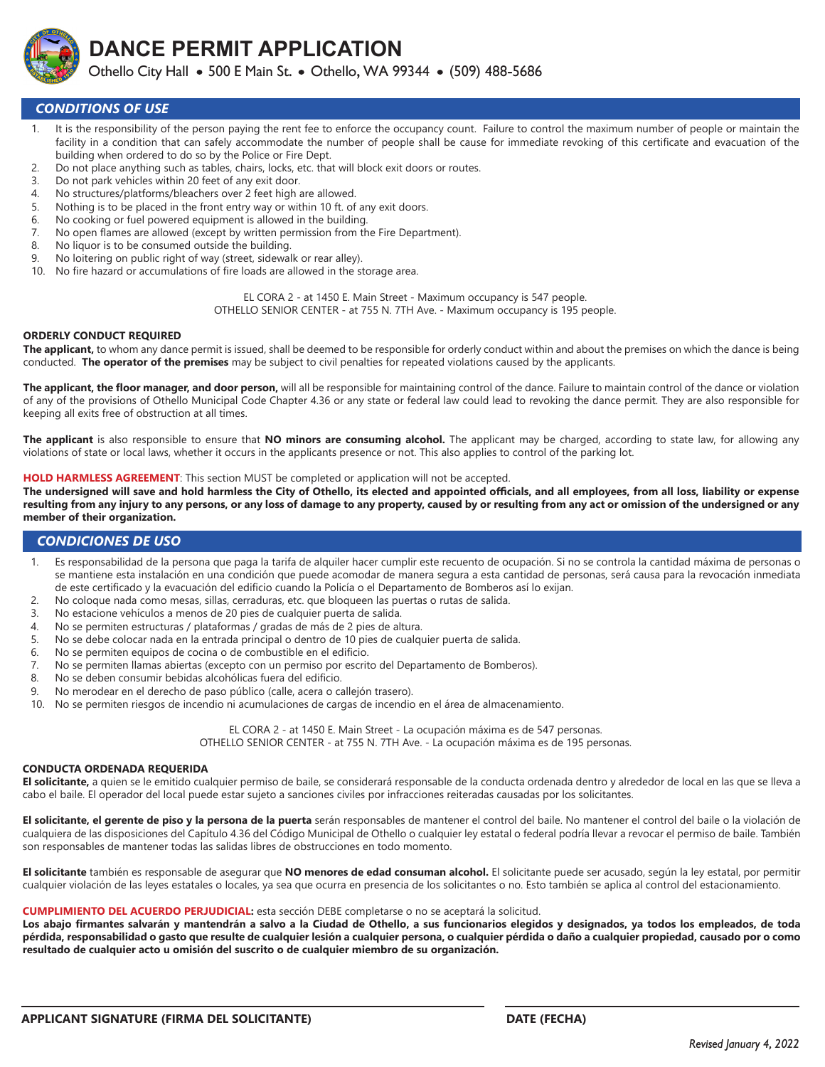# DANCE PERMIT APPLICATION

Othello City Hall • 500 E Main St. • Othello, WA 99344 • (509) 488-5686

## *CONDITIONS OF USE*

1. It is the responsibility of the person paying the rent fee to enforce the occupancy count. Failure to control the maximum number of people or maintain the facility in a condition that can safely accommodate the number of people shall be cause for immediate revoking of this certificate and evacuation of the building when ordered to do so by the Police or Fire Dept.
2. Do not place anything such as tables, chairs, locks, etc. that will block exit doors or routes.
3. Do not park vehicles within 20 feet of any exit door.
4. No structures/platforms/bleachers over 2 feet high are allowed.
5. Nothing is to be placed in the front entry way or within 10 ft. of any exit doors.
6. No cooking or fuel powered equipment is allowed in the building.
7. No open flames are allowed (except by written permission from the Fire Department).
8. No liquor is to be consumed outside the building.
9. No loitering on public right of way (street, sidewalk or rear alley).
10. No fire hazard or accumulations of fire loads are allowed in the storage area.

EL CORA 2 - at 1450 E. Main Street - Maximum occupancy is 547 people.
OTHELLO SENIOR CENTER - at 755 N. 7TH Ave. - Maximum occupancy is 195 people.

**ORDERLY CONDUCT REQUIRED**

**The applicant,** to whom any dance permit is issued, shall be deemed to be responsible for orderly conduct within and about the premises on which the dance is being conducted. **The operator of the premises** may be subject to civil penalties for repeated violations caused by the applicants.

**The applicant, the floor manager, and door person,** will all be responsible for maintaining control of the dance. Failure to maintain control of the dance or violation of any of the provisions of Othello Municipal Code Chapter 4.36 or any state or federal law could lead to revoking the dance permit. They are also responsible for keeping all exits free of obstruction at all times.

**The applicant** is also responsible to ensure that **NO minors are consuming alcohol.** The applicant may be charged, according to state law, for allowing any violations of state or local laws, whether it occurs in the applicants presence or not. This also applies to control of the parking lot.

**HOLD HARMLESS AGREEMENT**: This section MUST be completed or application will not be accepted.
**The undersigned will save and hold harmless the City of Othello, its elected and appointed officials, and all employees, from all loss, liability or expense resulting from any injury to any persons, or any loss of damage to any property, caused by or resulting from any act or omission of the undersigned or any member of their organization.**

## *CONDICIONES DE USO*

1. Es responsabilidad de la persona que paga la tarifa de alquiler hacer cumplir este recuento de ocupación. Si no se controla la cantidad máxima de personas o se mantiene esta instalación en una condición que puede acomodar de manera segura a esta cantidad de personas, será causa para la revocación inmediata de este certificado y la evacuación del edificio cuando la Policía o el Departamento de Bomberos así lo exijan.
2. No coloque nada como mesas, sillas, cerraduras, etc. que bloqueen las puertas o rutas de salida.
3. No estacione vehículos a menos de 20 pies de cualquier puerta de salida.
4. No se permiten estructuras / plataformas / gradas de más de 2 pies de altura.
5. No se debe colocar nada en la entrada principal o dentro de 10 pies de cualquier puerta de salida.
6. No se permiten equipos de cocina o de combustible en el edificio.
7. No se permiten llamas abiertas (excepto con un permiso por escrito del Departamento de Bomberos).
8. No se deben consumir bebidas alcohólicas fuera del edificio.
9. No merodear en el derecho de paso público (calle, acera o callejón trasero).
10. No se permiten riesgos de incendio ni acumulaciones de cargas de incendio en el área de almacenamiento.

EL CORA 2 - at 1450 E. Main Street - La ocupación máxima es de 547 personas.
OTHELLO SENIOR CENTER - at 755 N. 7TH Ave. - La ocupación máxima es de 195 personas.

**CONDUCTA ORDENADA REQUERIDA**

**El solicitante,** a quien se le emitido cualquier permiso de baile, se considerará responsable de la conducta ordenada dentro y alrededor de local en las que se lleva a cabo el baile. El operador del local puede estar sujeto a sanciones civiles por infracciones reiteradas causadas por los solicitantes.

**El solicitante, el gerente de piso y la persona de la puerta** serán responsables de mantener el control del baile. No mantener el control del baile o la violación de cualquiera de las disposiciones del Capítulo 4.36 del Código Municipal de Othello o cualquier ley estatal o federal podría llevar a revocar el permiso de baile. También son responsables de mantener todas las salidas libres de obstrucciones en todo momento.

**El solicitante** también es responsable de asegurar que **NO menores de edad consuman alcohol.** El solicitante puede ser acusado, según la ley estatal, por permitir cualquier violación de las leyes estatales o locales, ya sea que ocurra en presencia de los solicitantes o no. Esto también se aplica al control del estacionamiento.

**CUMPLIMIENTO DEL ACUERDO PERJUDICIAL:** esta sección DEBE completarse o no se aceptará la solicitud.
**Los abajo firmantes salvarán y mantendrán a salvo a la Ciudad de Othello, a sus funcionarios elegidos y designados, ya todos los empleados, de toda pérdida, responsabilidad o gasto que resulte de cualquier lesión a cualquier persona, o cualquier pérdida o daño a cualquier propiedad, causado por o como resultado de cualquier acto u omisión del suscrito o de cualquier miembro de su organización.**

**APPLICANT SIGNATURE (FIRMA DEL SOLICITANTE)** ______________________

**DATE (FECHA)** ______________________

*Revised January 4, 2022*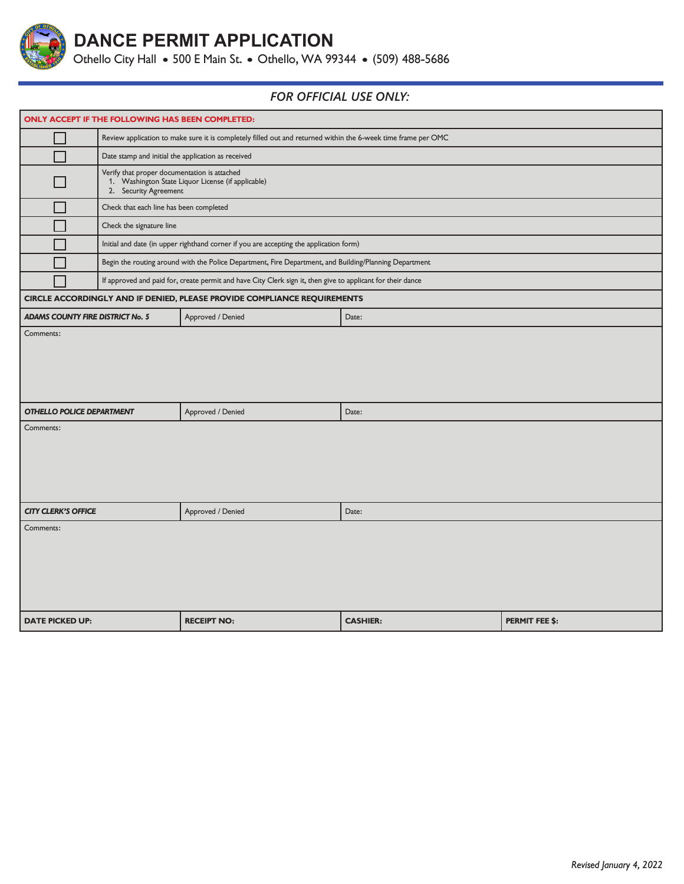# DANCE PERMIT APPLICATION

Othello City Hall • 500 E Main St. • Othello, WA 99344 • (509) 488-5686

*FOR OFFICIAL USE ONLY:*

| **ONLY ACCEPT IF THE FOLLOWING HAS BEEN COMPLETED:** | |
|---|---|
| ☐ | Review application to make sure it is completely filled out and returned within the 6-week time frame per OMC |
| ☐ | Date stamp and initial the application as received |
| ☐ | Verify that proper documentation is attached<br>1. Washington State Liquor License (if applicable)<br>2. Security Agreement |
| ☐ | Check that each line has been completed |
| ☐ | Check the signature line |
| ☐ | Initial and date (in upper righthand corner if you are accepting the application form) |
| ☐ | Begin the routing around with the Police Department, Fire Department, and Building/Planning Department |
| ☐ | If approved and paid for, create permit and have City Clerk sign it, then give to applicant for their dance |

**CIRCLE ACCORDINGLY AND IF DENIED, PLEASE PROVIDE COMPLIANCE REQUIREMENTS**

| | | |
|---|---|---|
| ***ADAMS COUNTY FIRE DISTRICT No. 5*** | Approved / Denied | Date: |
| Comments: | | |
| ***OTHELLO POLICE DEPARTMENT*** | Approved / Denied | Date: |
| Comments: | | |
| ***CITY CLERK'S OFFICE*** | Approved / Denied | Date: |
| Comments: | | |

| **DATE PICKED UP:** | **RECEIPT NO:** | **CASHIER:** | **PERMIT FEE $:** |
|---|---|---|---|
| | | | |

*Revised January 4, 2022*